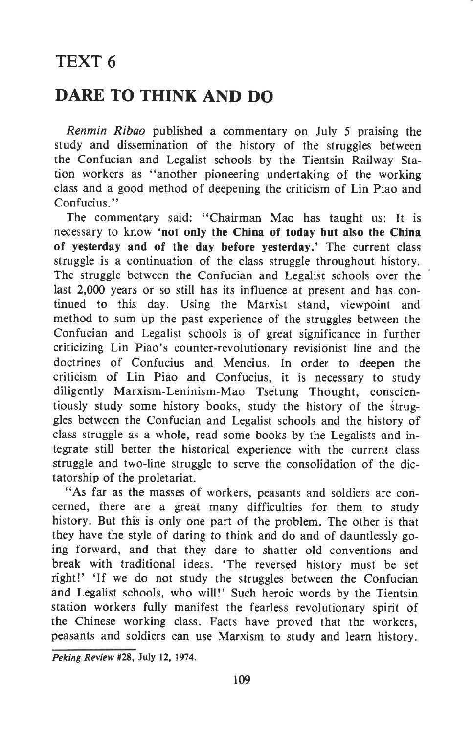# TEXT 6

## DARE TO THINK AND DO

*Renmin Ribao* published a commentary on July 5 praising the study and dissemination of the history of the struggles between the Confucian and Legalist schools by the Tientsin Railway Station workers as "another pioneering undertaking of the working class and a good method of deepening the criticism of Lin Piao and Confucius."

The commentary said: "Chairman Mao has taught us: It is necessary to know **'not only the China of today but also the China of yesterday and of the day before yesterday.'** The current class struggle is a continuation of the class struggle throughout history. The struggle between the Confucian and Legalist schools over the last 2,000 years or so still has its influence at present and has continued to this day. Using the Marxist stand, viewpoint and method to sum up the past experience of the struggles between the Confucian and Legalist schools is of great significance in further criticizing Lin Piao's counter-revolutionary revisionist line and the doctrines of Confucius and Mencius. In order to deepen the criticism of Lin Piao and Confucius, it is necessary to study diligently Marxism-Leninism-Mao Tsetung Thought, conscientiously study some history books, study the history of the struggles between the Confucian and Legalist schools and the history of class struggle as a whole, read some books by the Legalists and integrate still better the historical experience with the current class struggle and two-line struggle to serve the consolidation of the dictatorship of the proletariat.

"As far as the masses of workers, peasants and soldiers are concerned, there are a great many difficulties for them to study history. But this is only one part of the problem. The other is that they have the style of daring to think and do and of dauntlessly going forward, and that they dare to shatter old conventions and break with traditional ideas. 'The reversed history must be set right!' 'If we do not study the struggles between the Confucian and Legalist schools, who will!' Such heroic words by the Tientsin station workers fully manifest the fearless revolutionary spirit of the Chinese working class. Facts have proved that the workers, peasants and soldiers can use Marxism to study and learn history.

*Peking Review* #28, July 12, 1974.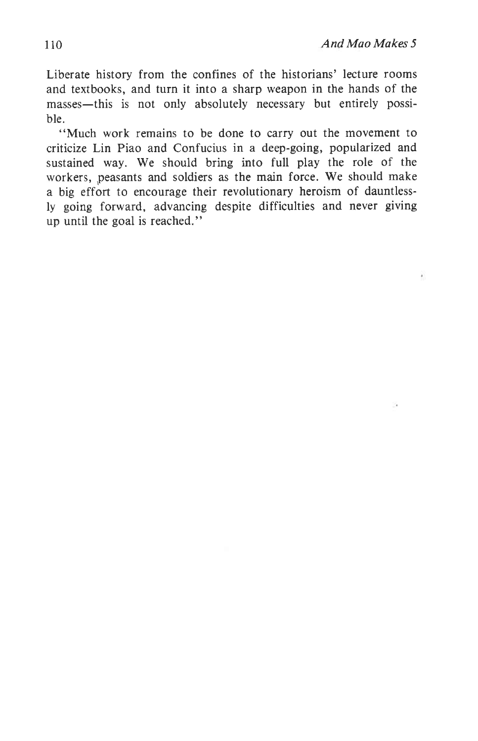Liberate history from the confines of the historians' lecture rooms and textbooks, and turn it into a sharp weapon in the hands of the masses—this is not only absolutely necessary but entirely possible.

"Much work remains to be done to carry out the movement to criticize Lin Piao and Confucius in a deep-going, popularized and sustained way. We should bring into full play the role of the workers, peasants and soldiers as the main force. We should make a big effort to encourage their revolutionary heroism of dauntlessly going forward, advancing despite difficulties and never giving up until the goal is reached."